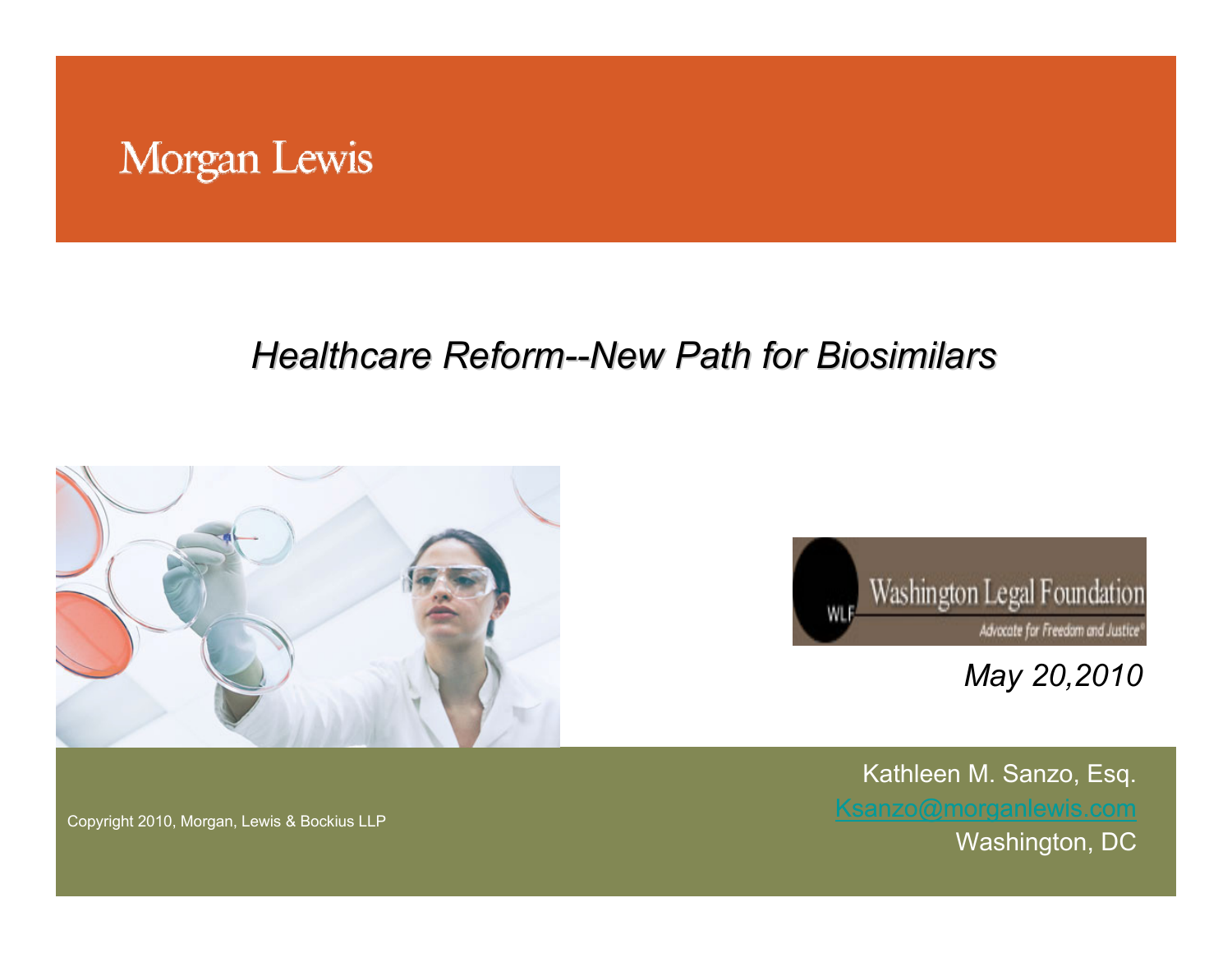Morgan Lewis

# *Healthcare Reform--New Path for Biosimilars*

Washington Legal Foundation

*Advocate for Freedom and Justice*

*May 20,2010*

Copyright 2010, Morgan, Lewis & Bockius LLP

Kathleen M. Sanzo, Esq.

Ksanzo@morganlewis.com

Washington, DC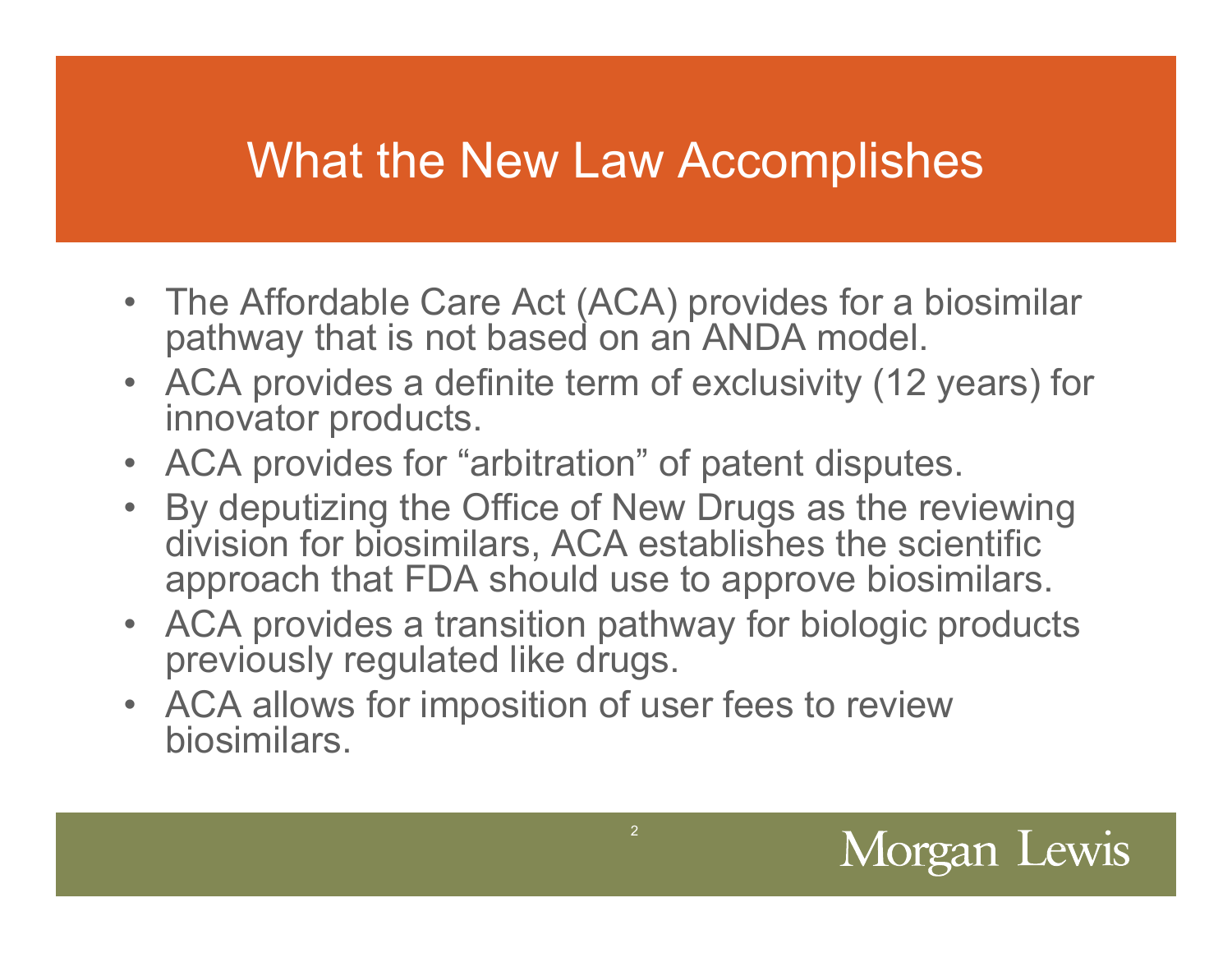# What the New Law Accomplishes

- The Affordable Care Act (ACA) provides for a biosimilar pathway that is not based on an ANDA model.
- ACA provides a definite term of exclusivity (12 years) for innovator products.
- ACA provides for "arbitration" of patent disputes.
- By deputizing the Office of New Drugs as the reviewing division for biosimilars, ACA establishes the scientific approach that FDA should use to approve biosimilars.
- ACA provides a transition pathway for biologic products previously regulated like drugs.
- ACA allows for imposition of user fees to review biosimilars.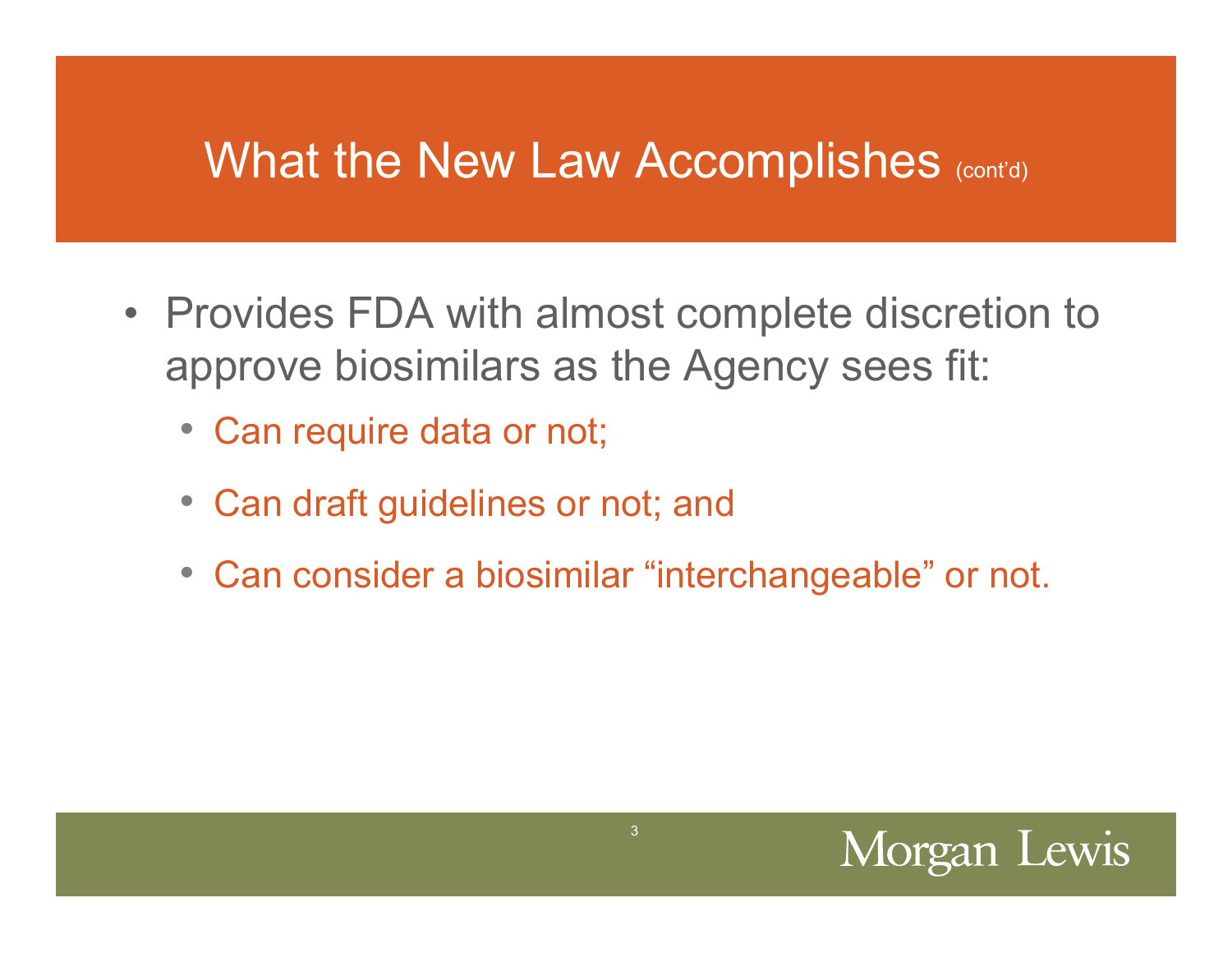# What the New Law Accomplishes (cont'd)

- Provides FDA with almost complete discretion to approve biosimilars as the Agency sees fit:
  - Can require data or not;
  - Can draft guidelines or not; and
  - Can consider a biosimilar "interchangeable" or not.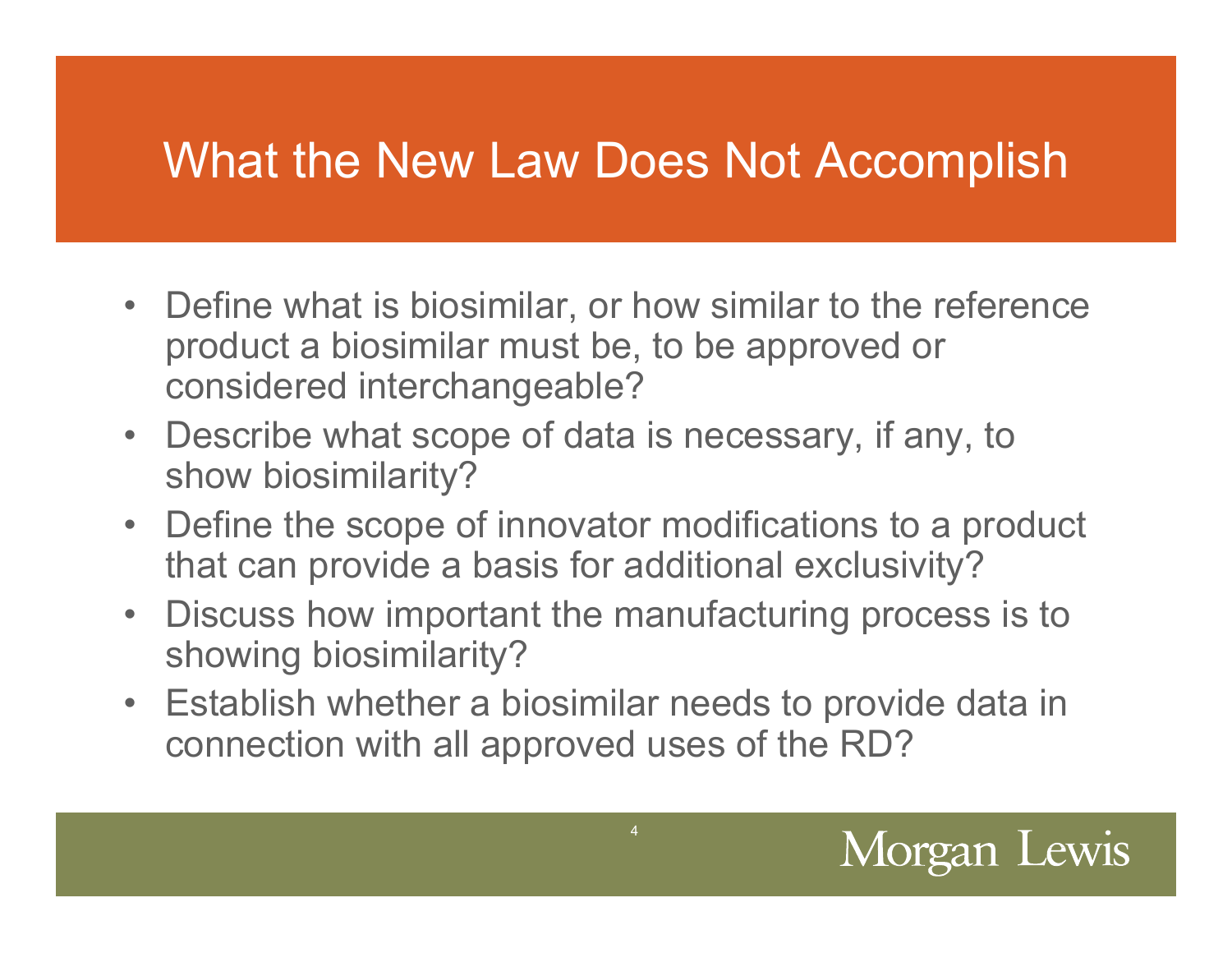# What the New Law Does Not Accomplish

- Define what is biosimilar, or how similar to the reference product a biosimilar must be, to be approved or considered interchangeable?
- Describe what scope of data is necessary, if any, to show biosimilarity?
- Define the scope of innovator modifications to a product that can provide a basis for additional exclusivity?
- Discuss how important the manufacturing process is to showing biosimilarity?
- Establish whether a biosimilar needs to provide data in connection with all approved uses of the RD?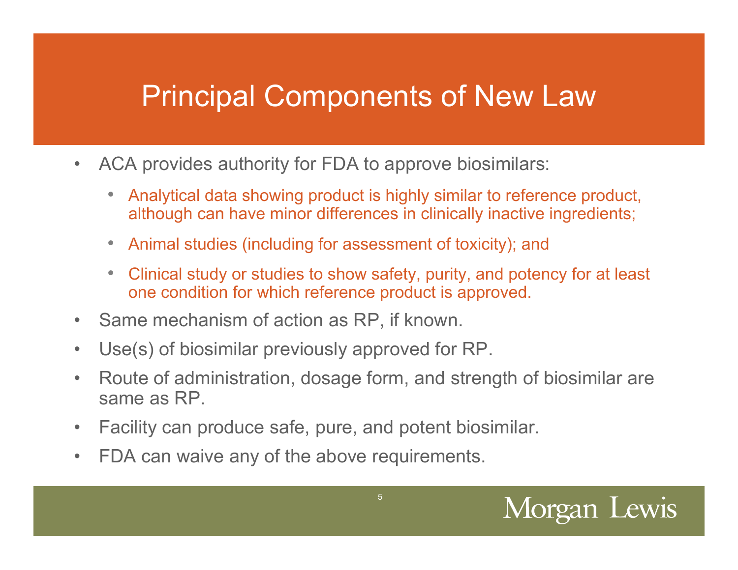# Principal Components of New Law

- ACA provides authority for FDA to approve biosimilars:
  - Analytical data showing product is highly similar to reference product, although can have minor differences in clinically inactive ingredients;
  - Animal studies (including for assessment of toxicity); and
  - Clinical study or studies to show safety, purity, and potency for at least one condition for which reference product is approved.
- Same mechanism of action as RP, if known.
- Use(s) of biosimilar previously approved for RP.
- Route of administration, dosage form, and strength of biosimilar are same as RP.
- Facility can produce safe, pure, and potent biosimilar.
- FDA can waive any of the above requirements.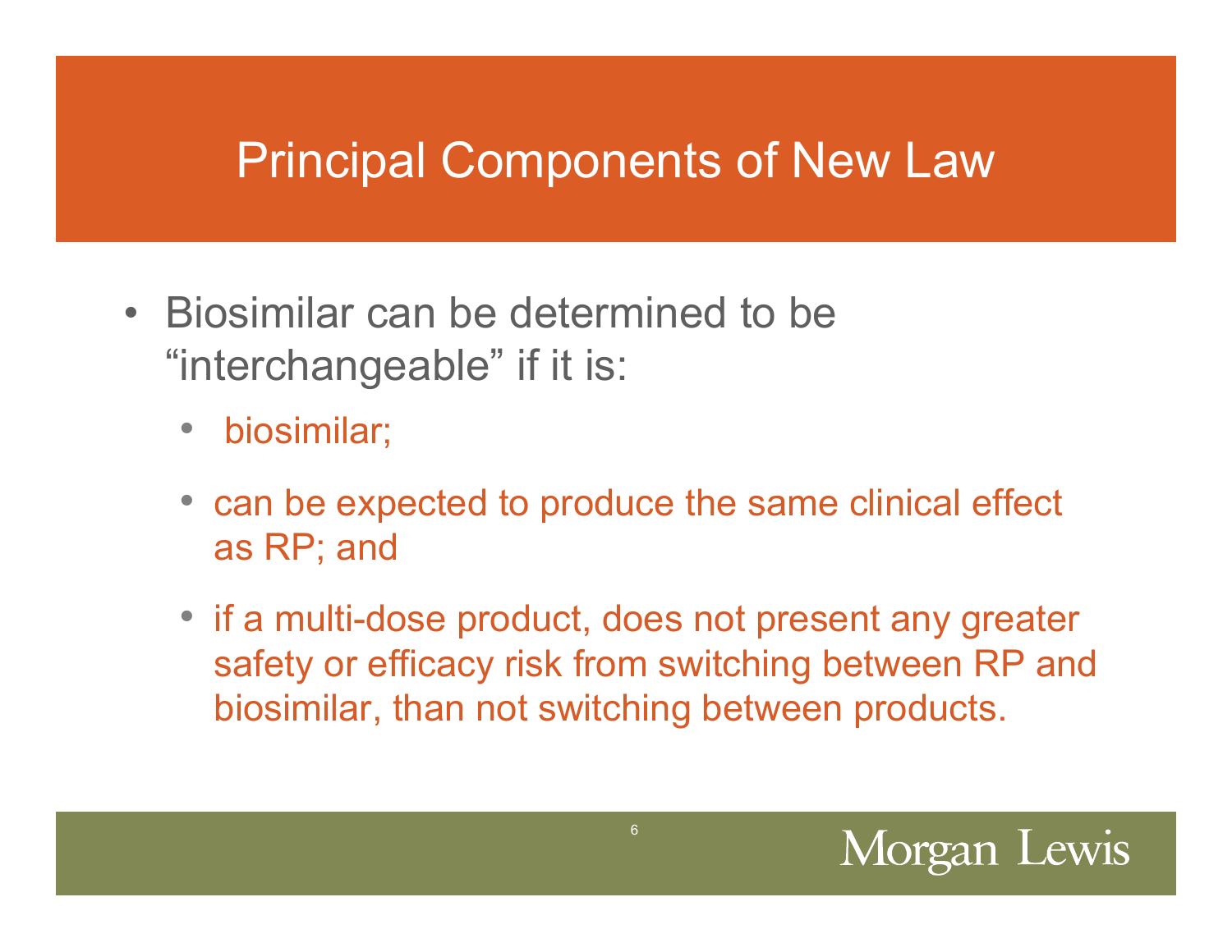# Principal Components of New Law

- Biosimilar can be determined to be "interchangeable" if it is:
  - biosimilar;
  - can be expected to produce the same clinical effect as RP; and
  - if a multi-dose product, does not present any greater safety or efficacy risk from switching between RP and biosimilar, than not switching between products.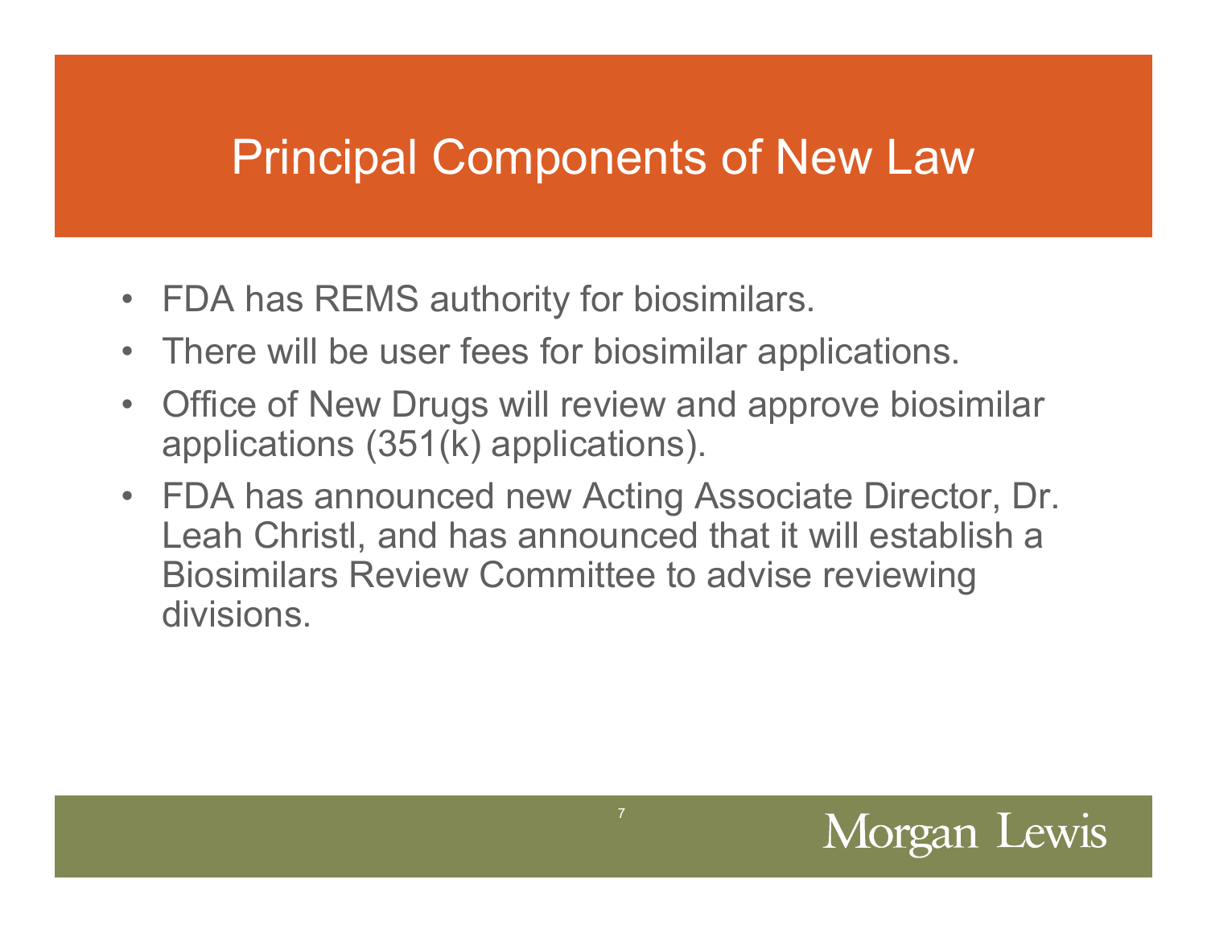# Principal Components of New Law

- FDA has REMS authority for biosimilars.
- There will be user fees for biosimilar applications.
- Office of New Drugs will review and approve biosimilar applications (351(k) applications).
- FDA has announced new Acting Associate Director, Dr. Leah Christl, and has announced that it will establish a Biosimilars Review Committee to advise reviewing divisions.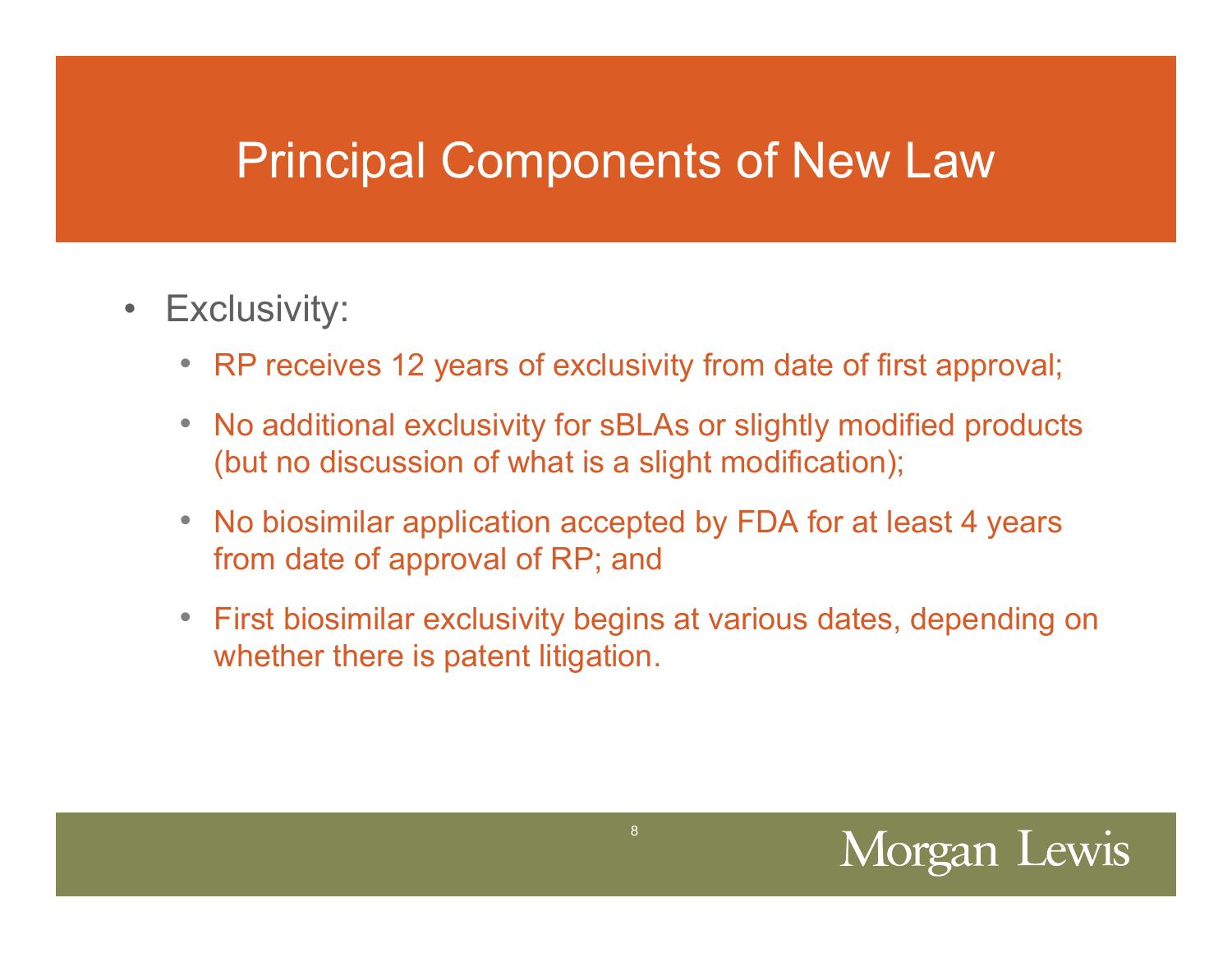# Principal Components of New Law

- Exclusivity:
  - RP receives 12 years of exclusivity from date of first approval;
  - No additional exclusivity for sBLAs or slightly modified products (but no discussion of what is a slight modification);
  - No biosimilar application accepted by FDA for at least 4 years from date of approval of RP; and
  - First biosimilar exclusivity begins at various dates, depending on whether there is patent litigation.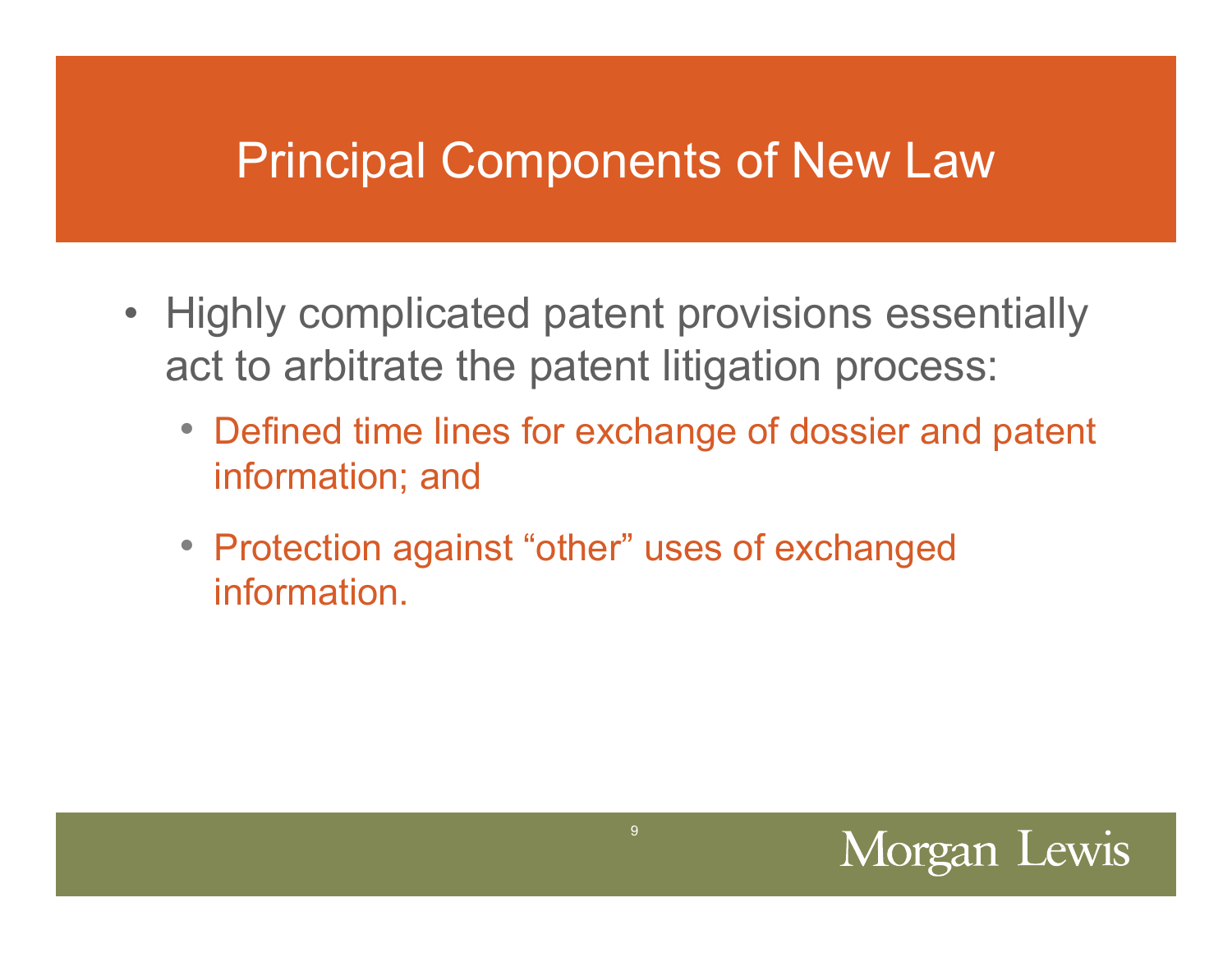# Principal Components of New Law

- Highly complicated patent provisions essentially act to arbitrate the patent litigation process:
  - Defined time lines for exchange of dossier and patent information; and
  - Protection against “other” uses of exchanged information.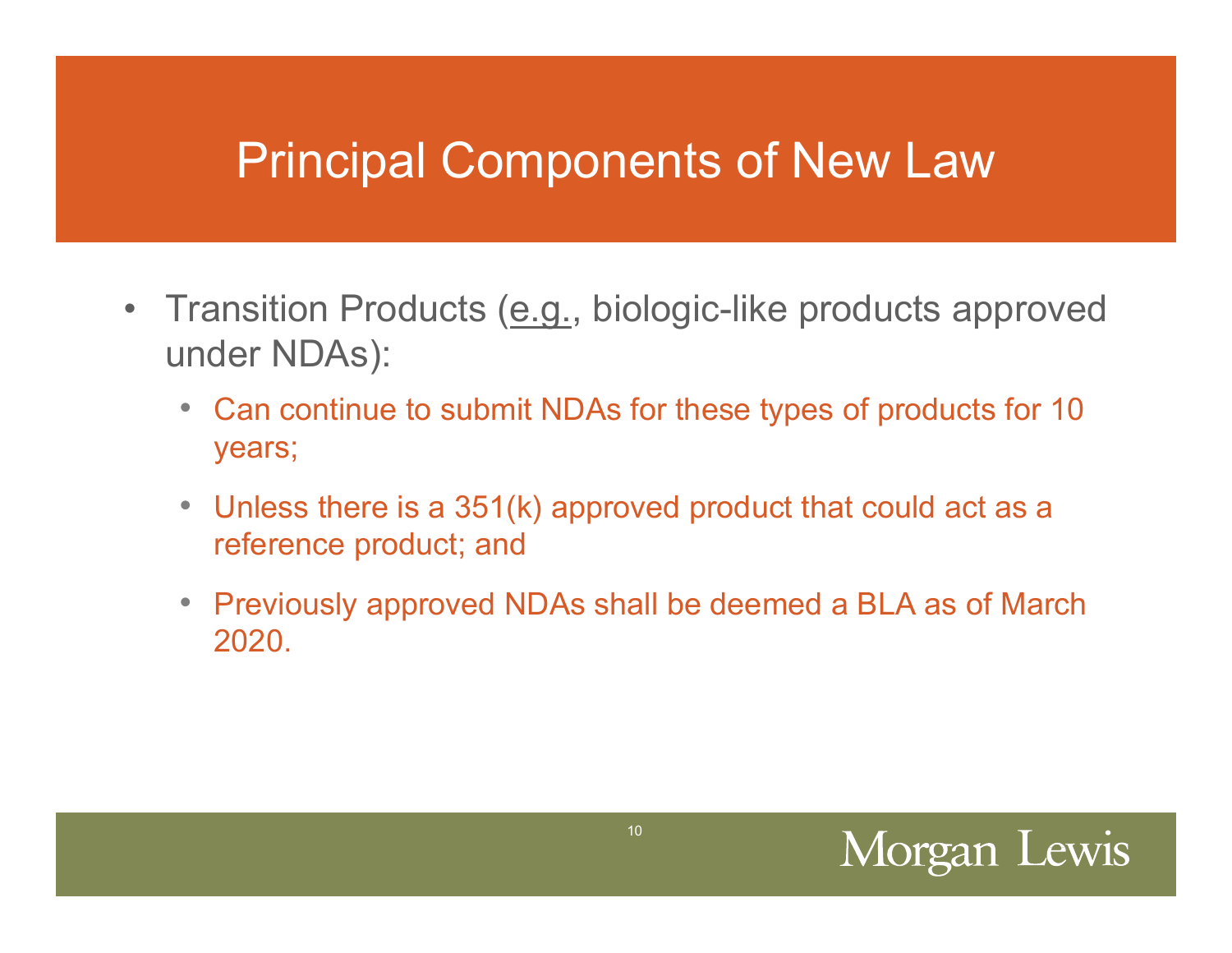# Principal Components of New Law

- Transition Products (e.g., biologic-like products approved under NDAs):
  - Can continue to submit NDAs for these types of products for 10 years;
  - Unless there is a 351(k) approved product that could act as a reference product; and
  - Previously approved NDAs shall be deemed a BLA as of March 2020.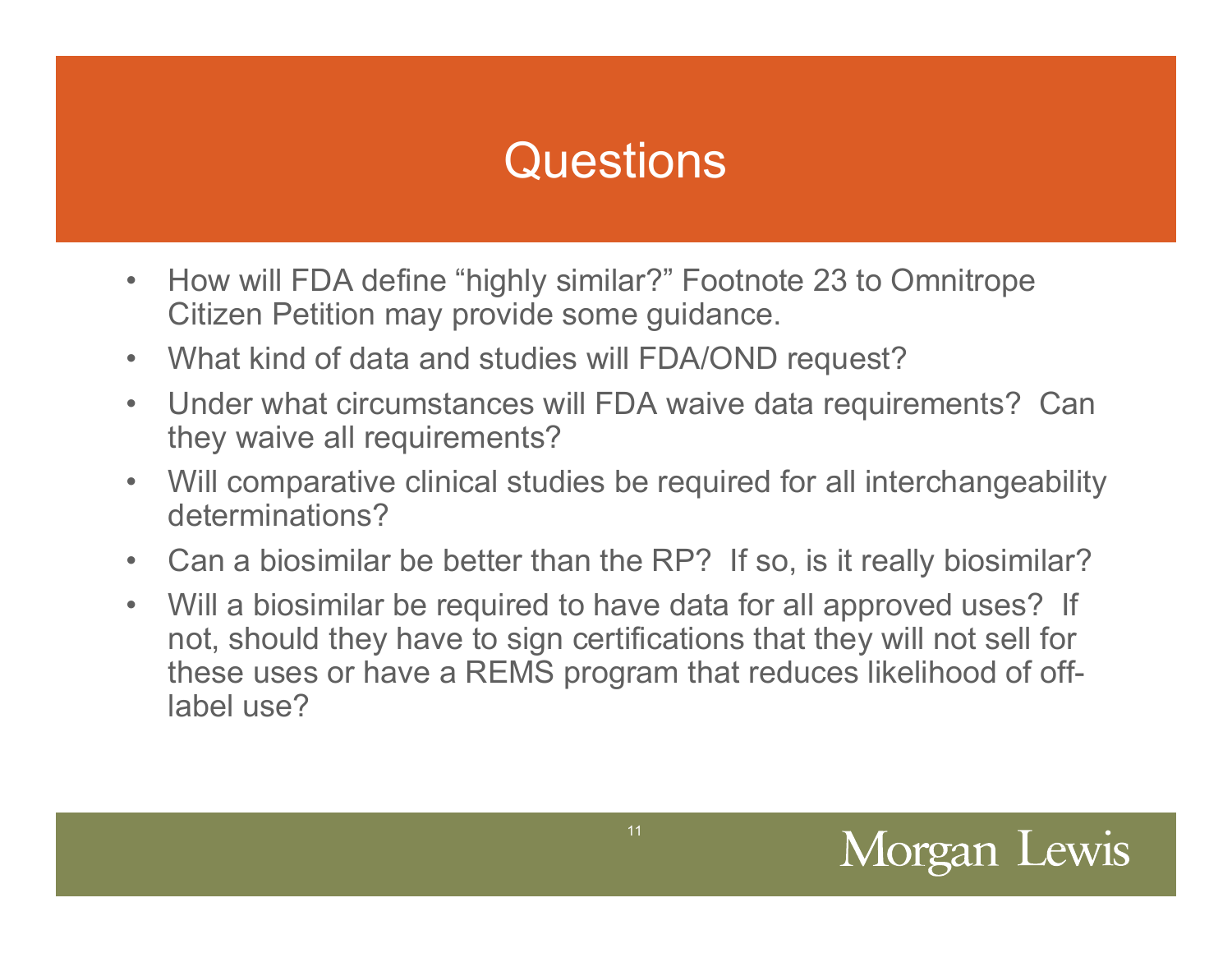# Questions

- How will FDA define "highly similar?" Footnote 23 to Omnitrope Citizen Petition may provide some guidance.
- What kind of data and studies will FDA/OND request?
- Under what circumstances will FDA waive data requirements? Can they waive all requirements?
- Will comparative clinical studies be required for all interchangeability determinations?
- Can a biosimilar be better than the RP? If so, is it really biosimilar?
- Will a biosimilar be required to have data for all approved uses? If not, should they have to sign certifications that they will not sell for these uses or have a REMS program that reduces likelihood of off-label use?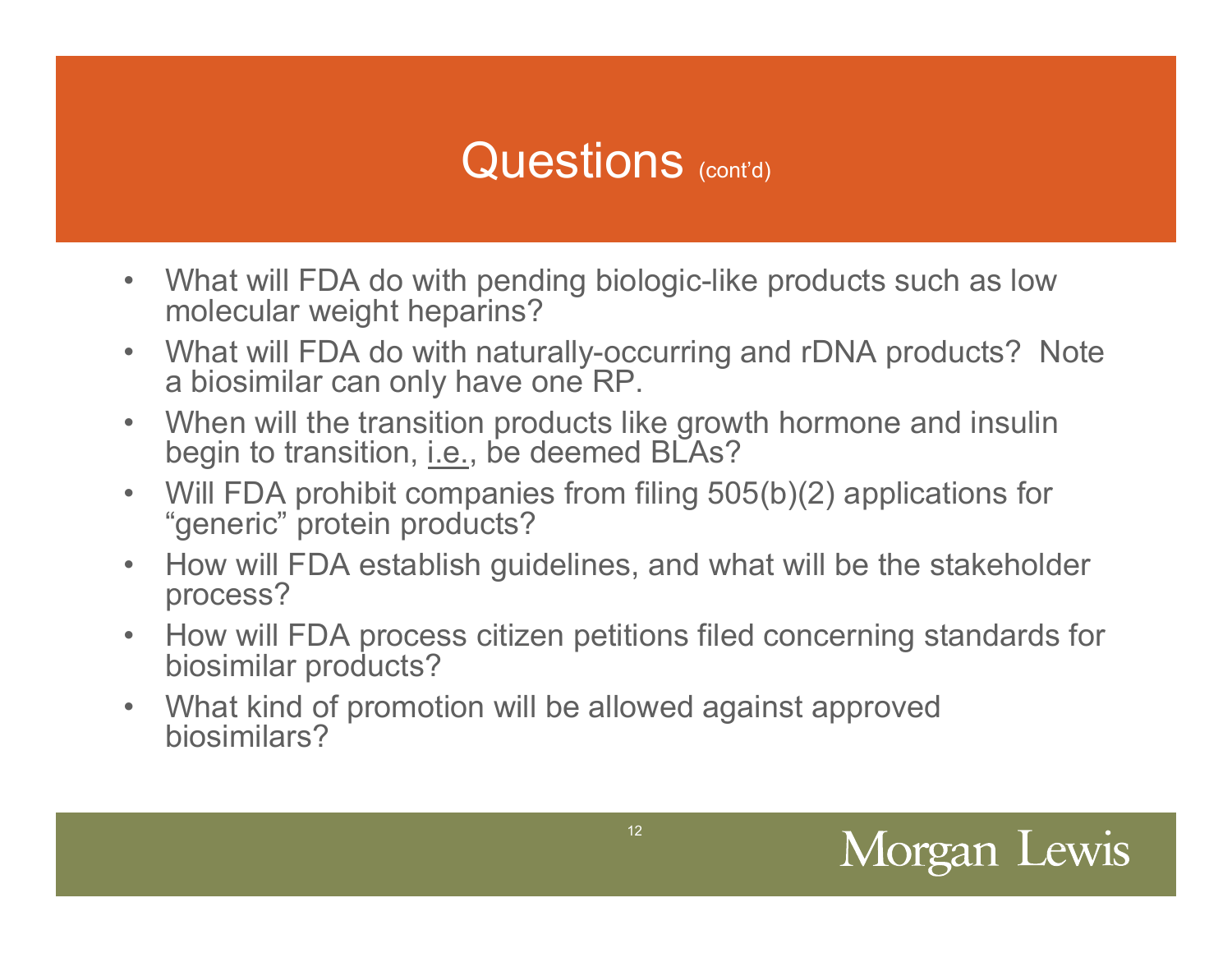# Questions (cont'd)

- What will FDA do with pending biologic-like products such as low molecular weight heparins?
- What will FDA do with naturally-occurring and rDNA products? Note a biosimilar can only have one RP.
- When will the transition products like growth hormone and insulin begin to transition, i.e., be deemed BLAs?
- Will FDA prohibit companies from filing 505(b)(2) applications for "generic" protein products?
- How will FDA establish guidelines, and what will be the stakeholder process?
- How will FDA process citizen petitions filed concerning standards for biosimilar products?
- What kind of promotion will be allowed against approved biosimilars?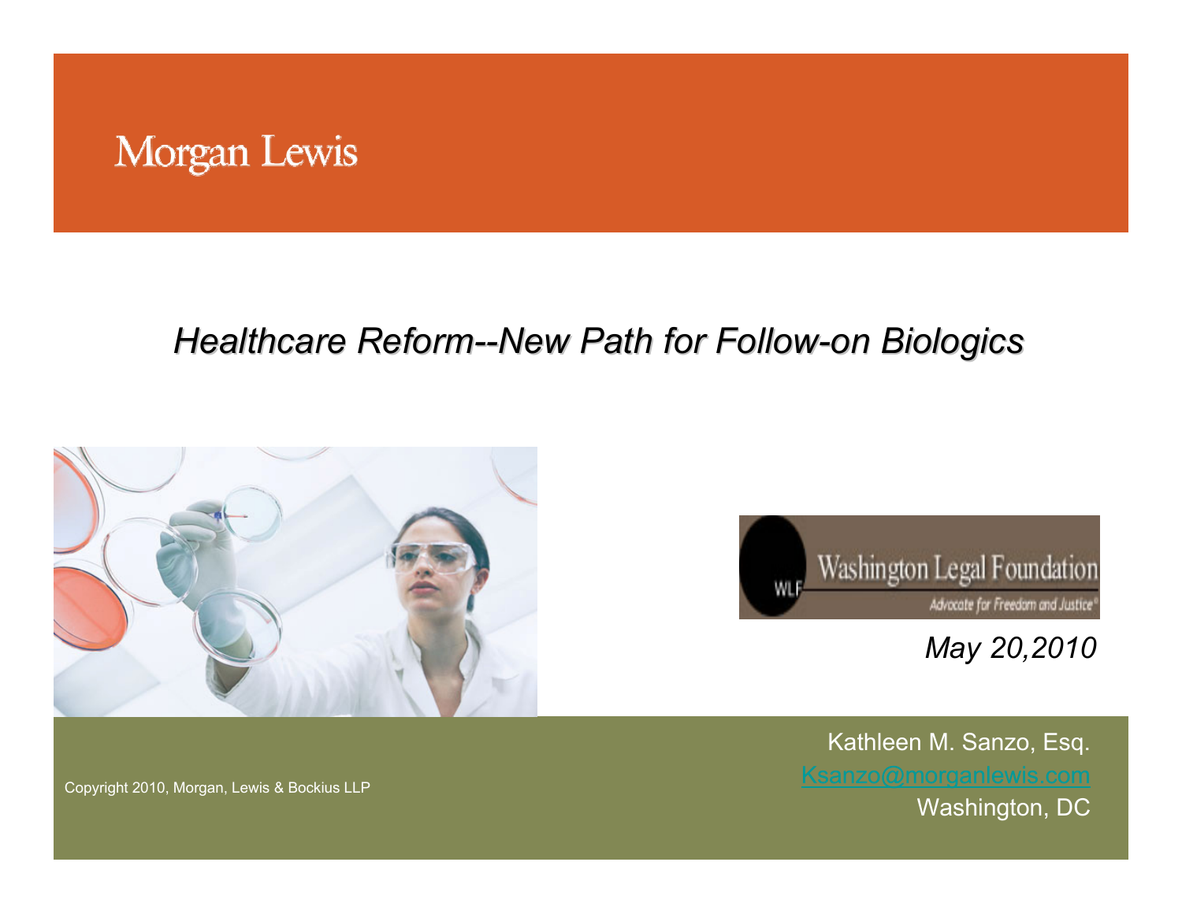Morgan Lewis

# *Healthcare Reform--New Path for Follow-on Biologics*

Washington Legal Foundation

Advocate for Freedom and Justice

*May 20,2010*

Copyright 2010, Morgan, Lewis & Bockius LLP

Kathleen M. Sanzo, Esq.

Ksanzo@morganlewis.com

Washington, DC